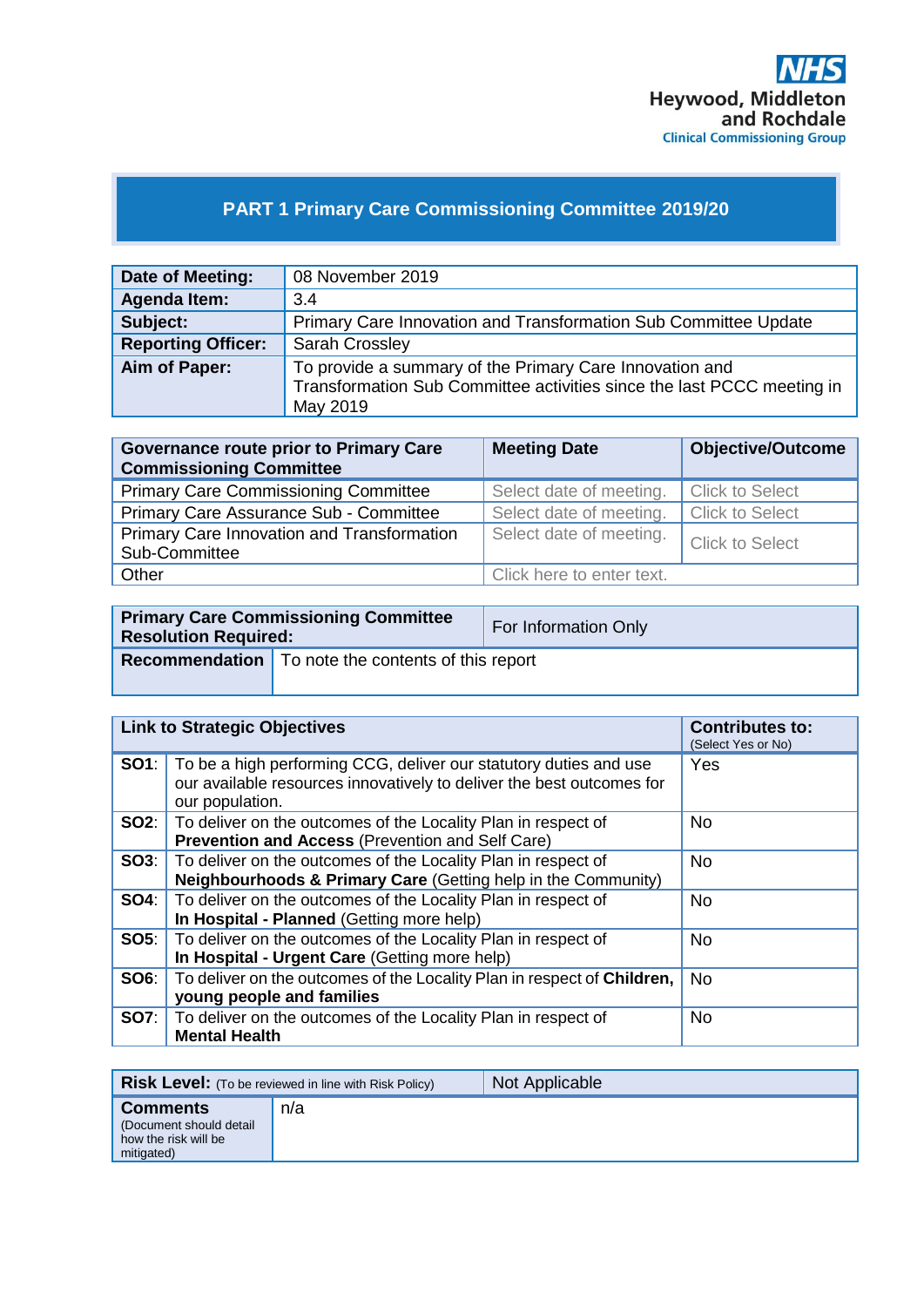NHS
Heywood, Middleton and Rochdale
Clinical Commissioning Group

# PART 1 Primary Care Commissioning Committee 2019/20

| | |
|---|---|
| **Date of Meeting:** | 08 November 2019 |
| **Agenda Item:** | 3.4 |
| **Subject:** | Primary Care Innovation and Transformation Sub Committee Update |
| **Reporting Officer:** | Sarah Crossley |
| **Aim of Paper:** | To provide a summary of the Primary Care Innovation and Transformation Sub Committee activities since the last PCCC meeting in May 2019 |

| **Governance route prior to Primary Care Commissioning Committee** | **Meeting Date** | **Objective/Outcome** |
|---|---|---|
| Primary Care Commissioning Committee | Select date of meeting. | Click to Select |
| Primary Care Assurance Sub - Committee | Select date of meeting. | Click to Select |
| Primary Care Innovation and Transformation Sub-Committee | Select date of meeting. | Click to Select |
| Other | Click here to enter text. | |

| | |
|---|---|
| **Primary Care Commissioning Committee Resolution Required:** | For Information Only |
| **Recommendation** | To note the contents of this report |

| **Link to Strategic Objectives** | | **Contributes to:** (Select Yes or No) |
|---|---|---|
| **SO1**: | To be a high performing CCG, deliver our statutory duties and use our available resources innovatively to deliver the best outcomes for our population. | Yes |
| **SO2**: | To deliver on the outcomes of the Locality Plan in respect of **Prevention and Access** (Prevention and Self Care) | No |
| **SO3**: | To deliver on the outcomes of the Locality Plan in respect of **Neighbourhoods & Primary Care** (Getting help in the Community) | No |
| **SO4**: | To deliver on the outcomes of the Locality Plan in respect of **In Hospital - Planned** (Getting more help) | No |
| **SO5**: | To deliver on the outcomes of the Locality Plan in respect of **In Hospital - Urgent Care** (Getting more help) | No |
| **SO6**: | To deliver on the outcomes of the Locality Plan in respect of **Children, young people and families** | No |
| **SO7**: | To deliver on the outcomes of the Locality Plan in respect of **Mental Health** | No |

| | |
|---|---|
| **Risk Level:** (To be reviewed in line with Risk Policy) | Not Applicable |
| **Comments** (Document should detail how the risk will be mitigated) | n/a |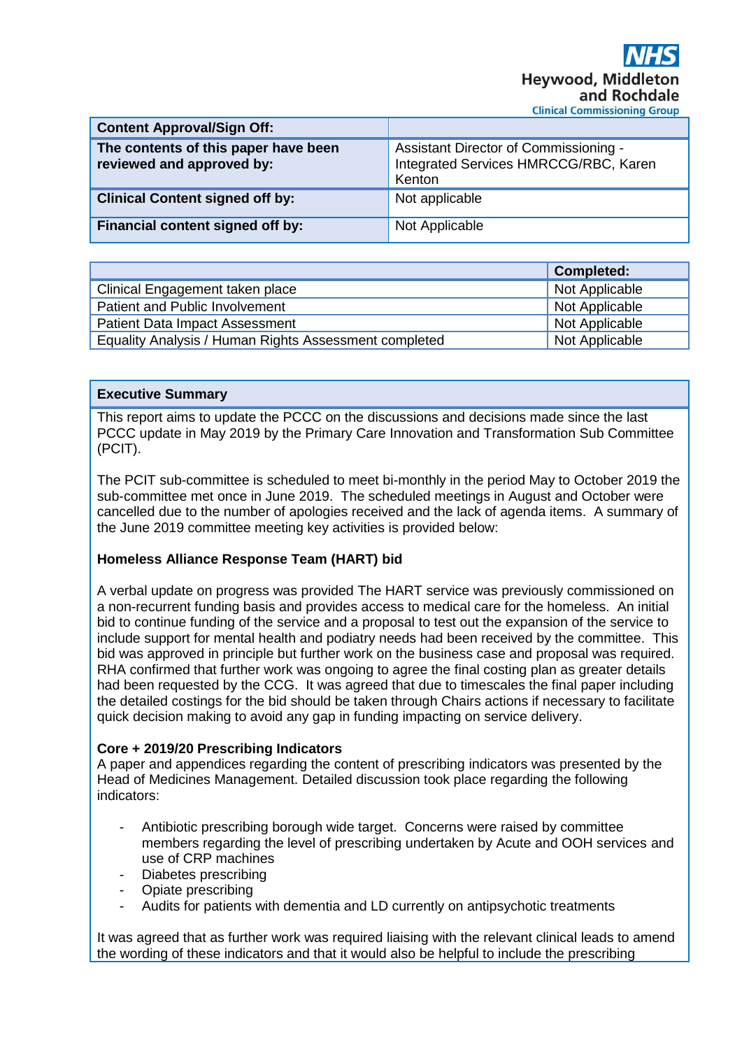| Content Approval/Sign Off: | |
|---|---|
| The contents of this paper have been reviewed and approved by: | Assistant Director of Commissioning - Integrated Services HMRCCG/RBC, Karen Kenton |
| Clinical Content signed off by: | Not applicable |
| Financial content signed off by: | Not Applicable |

| | Completed: |
|---|---|
| Clinical Engagement taken place | Not Applicable |
| Patient and Public Involvement | Not Applicable |
| Patient Data Impact Assessment | Not Applicable |
| Equality Analysis / Human Rights Assessment completed | Not Applicable |

**Executive Summary**

This report aims to update the PCCC on the discussions and decisions made since the last PCCC update in May 2019 by the Primary Care Innovation and Transformation Sub Committee (PCIT).

The PCIT sub-committee is scheduled to meet bi-monthly in the period May to October 2019 the sub-committee met once in June 2019. The scheduled meetings in August and October were cancelled due to the number of apologies received and the lack of agenda items. A summary of the June 2019 committee meeting key activities is provided below:

**Homeless Alliance Response Team (HART) bid**

A verbal update on progress was provided The HART service was previously commissioned on a non-recurrent funding basis and provides access to medical care for the homeless. An initial bid to continue funding of the service and a proposal to test out the expansion of the service to include support for mental health and podiatry needs had been received by the committee. This bid was approved in principle but further work on the business case and proposal was required. RHA confirmed that further work was ongoing to agree the final costing plan as greater details had been requested by the CCG. It was agreed that due to timescales the final paper including the detailed costings for the bid should be taken through Chairs actions if necessary to facilitate quick decision making to avoid any gap in funding impacting on service delivery.

**Core + 2019/20 Prescribing Indicators**

A paper and appendices regarding the content of prescribing indicators was presented by the Head of Medicines Management. Detailed discussion took place regarding the following indicators:

- Antibiotic prescribing borough wide target. Concerns were raised by committee members regarding the level of prescribing undertaken by Acute and OOH services and use of CRP machines
- Diabetes prescribing
- Opiate prescribing
- Audits for patients with dementia and LD currently on antipsychotic treatments

It was agreed that as further work was required liaising with the relevant clinical leads to amend the wording of these indicators and that it would also be helpful to include the prescribing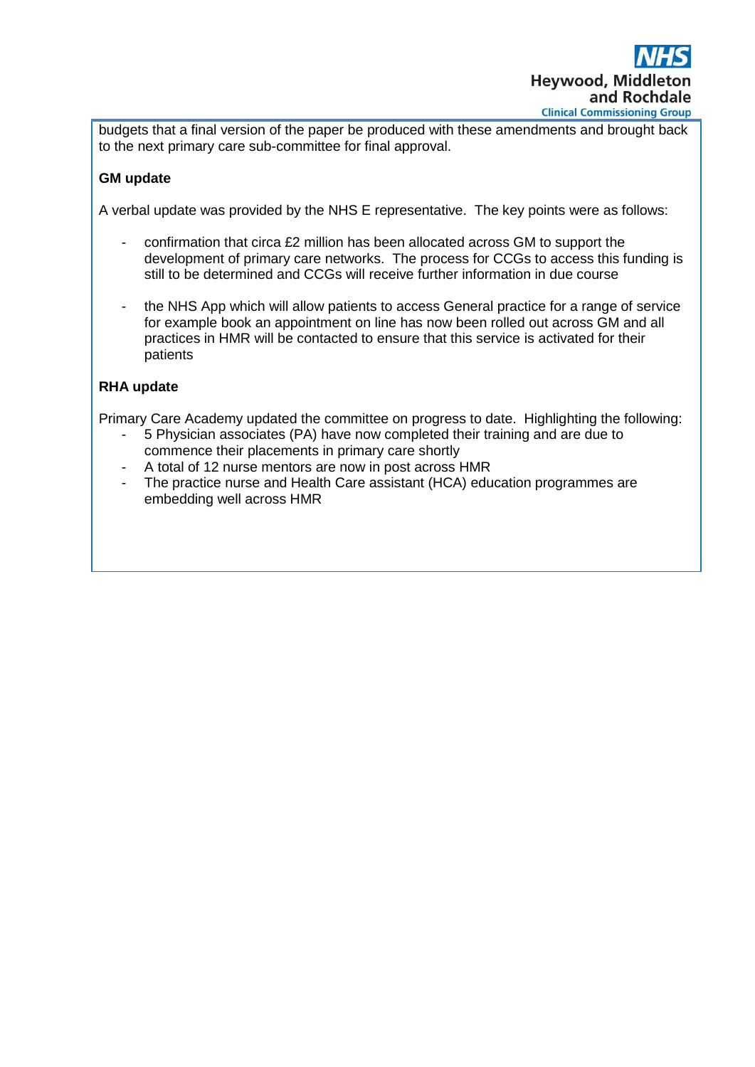budgets that a final version of the paper be produced with these amendments and brought back to the next primary care sub-committee for final approval.

**GM update**

A verbal update was provided by the NHS E representative. The key points were as follows:

- confirmation that circa £2 million has been allocated across GM to support the development of primary care networks. The process for CCGs to access this funding is still to be determined and CCGs will receive further information in due course

- the NHS App which will allow patients to access General practice for a range of service for example book an appointment on line has now been rolled out across GM and all practices in HMR will be contacted to ensure that this service is activated for their patients

**RHA update**

Primary Care Academy updated the committee on progress to date. Highlighting the following:

- 5 Physician associates (PA) have now completed their training and are due to commence their placements in primary care shortly
- A total of 12 nurse mentors are now in post across HMR
- The practice nurse and Health Care assistant (HCA) education programmes are embedding well across HMR